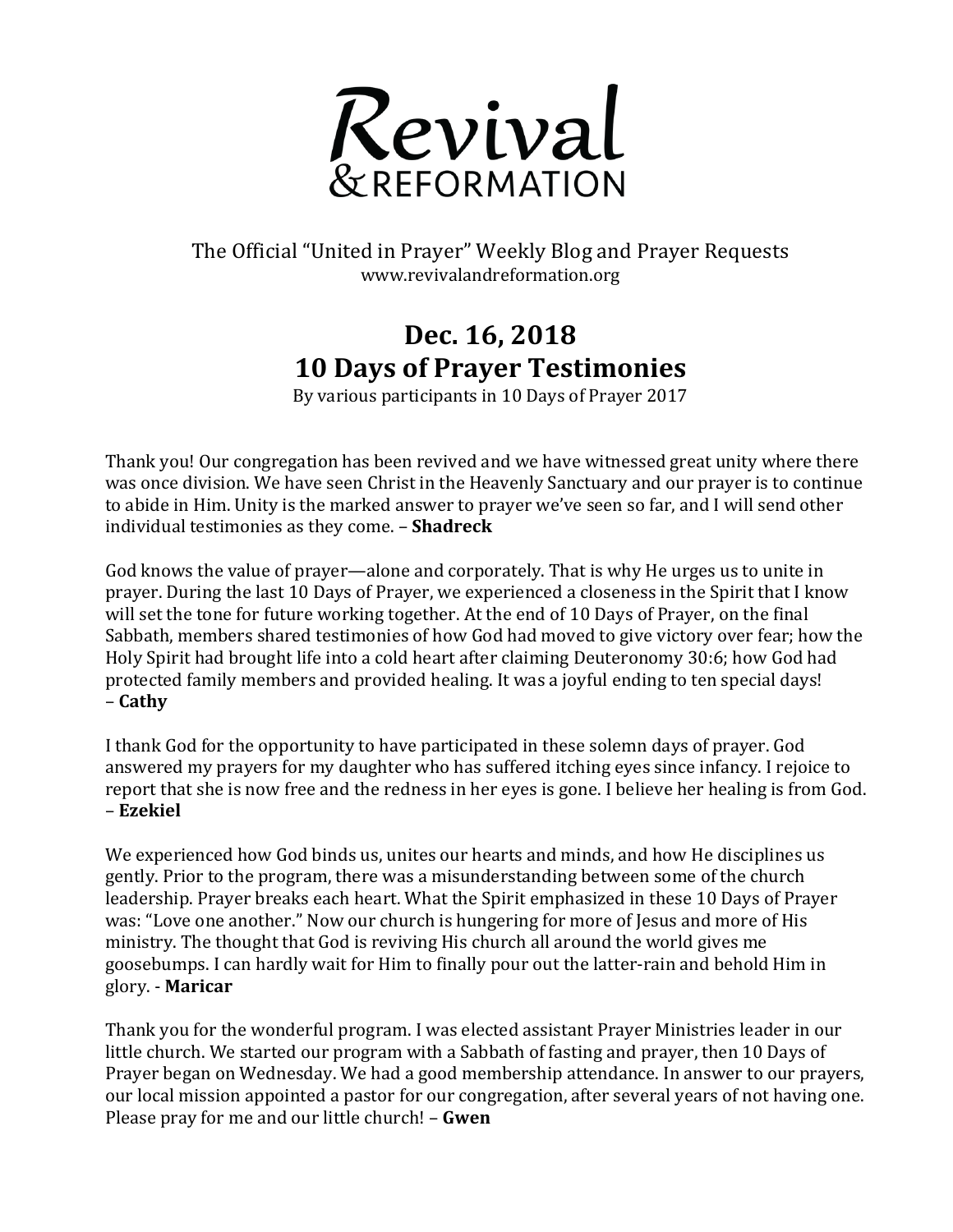# Revival & REFORMATION

The Official "United in Prayer" Weekly Blog and Prayer Requests
www.revivalandreformation.org

## Dec. 16, 2018
## 10 Days of Prayer Testimonies

By various participants in 10 Days of Prayer 2017

Thank you! Our congregation has been revived and we have witnessed great unity where there was once division. We have seen Christ in the Heavenly Sanctuary and our prayer is to continue to abide in Him. Unity is the marked answer to prayer we've seen so far, and I will send other individual testimonies as they come. – **Shadreck**

God knows the value of prayer—alone and corporately. That is why He urges us to unite in prayer. During the last 10 Days of Prayer, we experienced a closeness in the Spirit that I know will set the tone for future working together. At the end of 10 Days of Prayer, on the final Sabbath, members shared testimonies of how God had moved to give victory over fear; how the Holy Spirit had brought life into a cold heart after claiming Deuteronomy 30:6; how God had protected family members and provided healing. It was a joyful ending to ten special days! – **Cathy**

I thank God for the opportunity to have participated in these solemn days of prayer. God answered my prayers for my daughter who has suffered itching eyes since infancy. I rejoice to report that she is now free and the redness in her eyes is gone. I believe her healing is from God. – **Ezekiel**

We experienced how God binds us, unites our hearts and minds, and how He disciplines us gently. Prior to the program, there was a misunderstanding between some of the church leadership. Prayer breaks each heart. What the Spirit emphasized in these 10 Days of Prayer was: "Love one another." Now our church is hungering for more of Jesus and more of His ministry. The thought that God is reviving His church all around the world gives me goosebumps. I can hardly wait for Him to finally pour out the latter-rain and behold Him in glory. - **Maricar**

Thank you for the wonderful program. I was elected assistant Prayer Ministries leader in our little church. We started our program with a Sabbath of fasting and prayer, then 10 Days of Prayer began on Wednesday. We had a good membership attendance. In answer to our prayers, our local mission appointed a pastor for our congregation, after several years of not having one. Please pray for me and our little church! – **Gwen**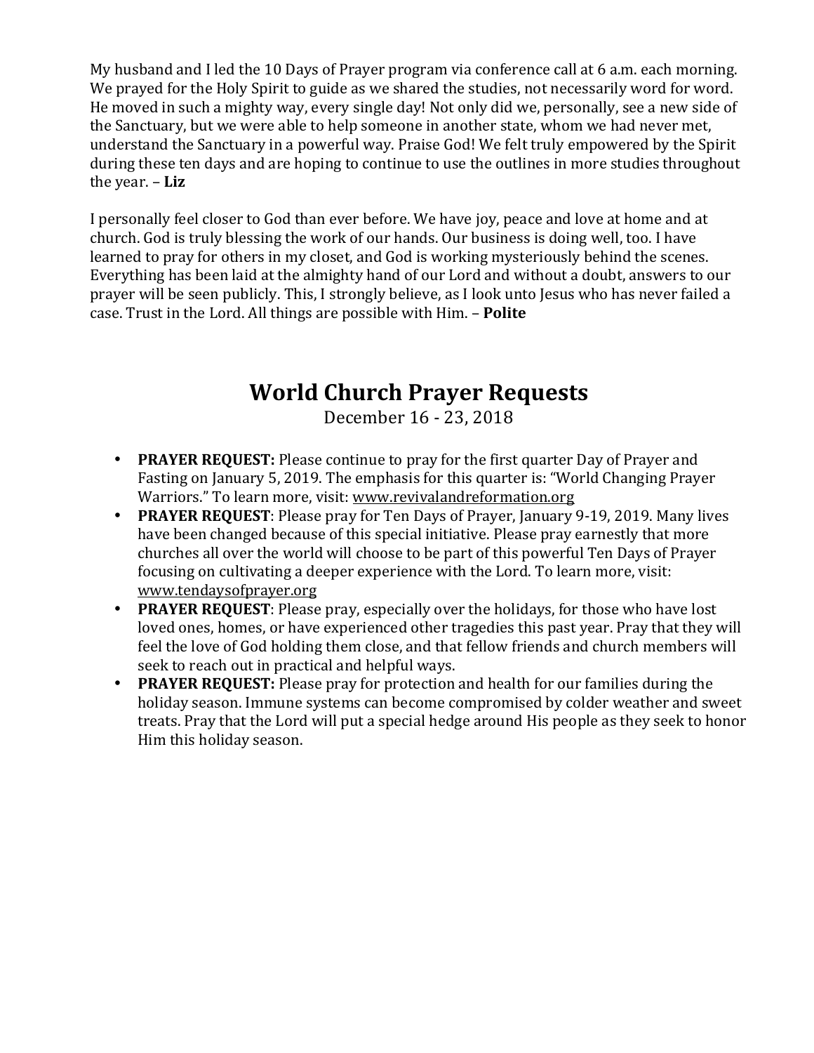My husband and I led the 10 Days of Prayer program via conference call at 6 a.m. each morning. We prayed for the Holy Spirit to guide as we shared the studies, not necessarily word for word. He moved in such a mighty way, every single day! Not only did we, personally, see a new side of the Sanctuary, but we were able to help someone in another state, whom we had never met, understand the Sanctuary in a powerful way. Praise God! We felt truly empowered by the Spirit during these ten days and are hoping to continue to use the outlines in more studies throughout the year. – **Liz**

I personally feel closer to God than ever before. We have joy, peace and love at home and at church. God is truly blessing the work of our hands. Our business is doing well, too. I have learned to pray for others in my closet, and God is working mysteriously behind the scenes. Everything has been laid at the almighty hand of our Lord and without a doubt, answers to our prayer will be seen publicly. This, I strongly believe, as I look unto Jesus who has never failed a case. Trust in the Lord. All things are possible with Him. – **Polite**

# World Church Prayer Requests

December 16 - 23, 2018

- **PRAYER REQUEST:** Please continue to pray for the first quarter Day of Prayer and Fasting on January 5, 2019. The emphasis for this quarter is: "World Changing Prayer Warriors." To learn more, visit: www.revivalandreformation.org
- **PRAYER REQUEST**: Please pray for Ten Days of Prayer, January 9-19, 2019. Many lives have been changed because of this special initiative. Please pray earnestly that more churches all over the world will choose to be part of this powerful Ten Days of Prayer focusing on cultivating a deeper experience with the Lord. To learn more, visit: www.tendaysofprayer.org
- **PRAYER REQUEST**: Please pray, especially over the holidays, for those who have lost loved ones, homes, or have experienced other tragedies this past year. Pray that they will feel the love of God holding them close, and that fellow friends and church members will seek to reach out in practical and helpful ways.
- **PRAYER REQUEST:** Please pray for protection and health for our families during the holiday season. Immune systems can become compromised by colder weather and sweet treats. Pray that the Lord will put a special hedge around His people as they seek to honor Him this holiday season.